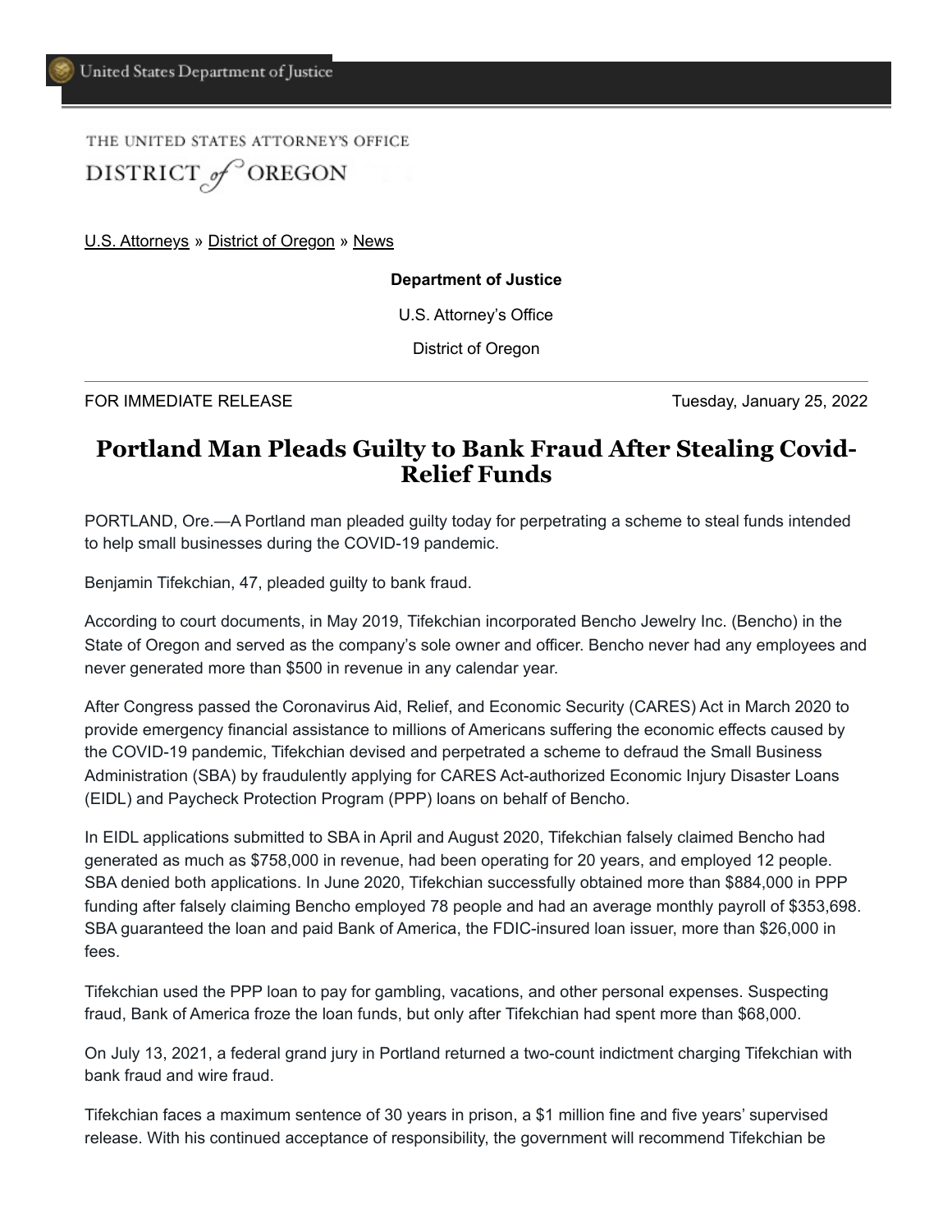United States Department of Justice

THE UNITED STATES ATTORNEY'S OFFICE
DISTRICT of OREGON

U.S. Attorneys » District of Oregon » News

**Department of Justice**

U.S. Attorney's Office

District of Oregon

FOR IMMEDIATE RELEASE Tuesday, January 25, 2022

# Portland Man Pleads Guilty to Bank Fraud After Stealing Covid-Relief Funds

PORTLAND, Ore.—A Portland man pleaded guilty today for perpetrating a scheme to steal funds intended to help small businesses during the COVID-19 pandemic.

Benjamin Tifekchian, 47, pleaded guilty to bank fraud.

According to court documents, in May 2019, Tifekchian incorporated Bencho Jewelry Inc. (Bencho) in the State of Oregon and served as the company's sole owner and officer. Bencho never had any employees and never generated more than $500 in revenue in any calendar year.

After Congress passed the Coronavirus Aid, Relief, and Economic Security (CARES) Act in March 2020 to provide emergency financial assistance to millions of Americans suffering the economic effects caused by the COVID-19 pandemic, Tifekchian devised and perpetrated a scheme to defraud the Small Business Administration (SBA) by fraudulently applying for CARES Act-authorized Economic Injury Disaster Loans (EIDL) and Paycheck Protection Program (PPP) loans on behalf of Bencho.

In EIDL applications submitted to SBA in April and August 2020, Tifekchian falsely claimed Bencho had generated as much as $758,000 in revenue, had been operating for 20 years, and employed 12 people. SBA denied both applications. In June 2020, Tifekchian successfully obtained more than $884,000 in PPP funding after falsely claiming Bencho employed 78 people and had an average monthly payroll of $353,698. SBA guaranteed the loan and paid Bank of America, the FDIC-insured loan issuer, more than $26,000 in fees.

Tifekchian used the PPP loan to pay for gambling, vacations, and other personal expenses. Suspecting fraud, Bank of America froze the loan funds, but only after Tifekchian had spent more than $68,000.

On July 13, 2021, a federal grand jury in Portland returned a two-count indictment charging Tifekchian with bank fraud and wire fraud.

Tifekchian faces a maximum sentence of 30 years in prison, a $1 million fine and five years' supervised release. With his continued acceptance of responsibility, the government will recommend Tifekchian be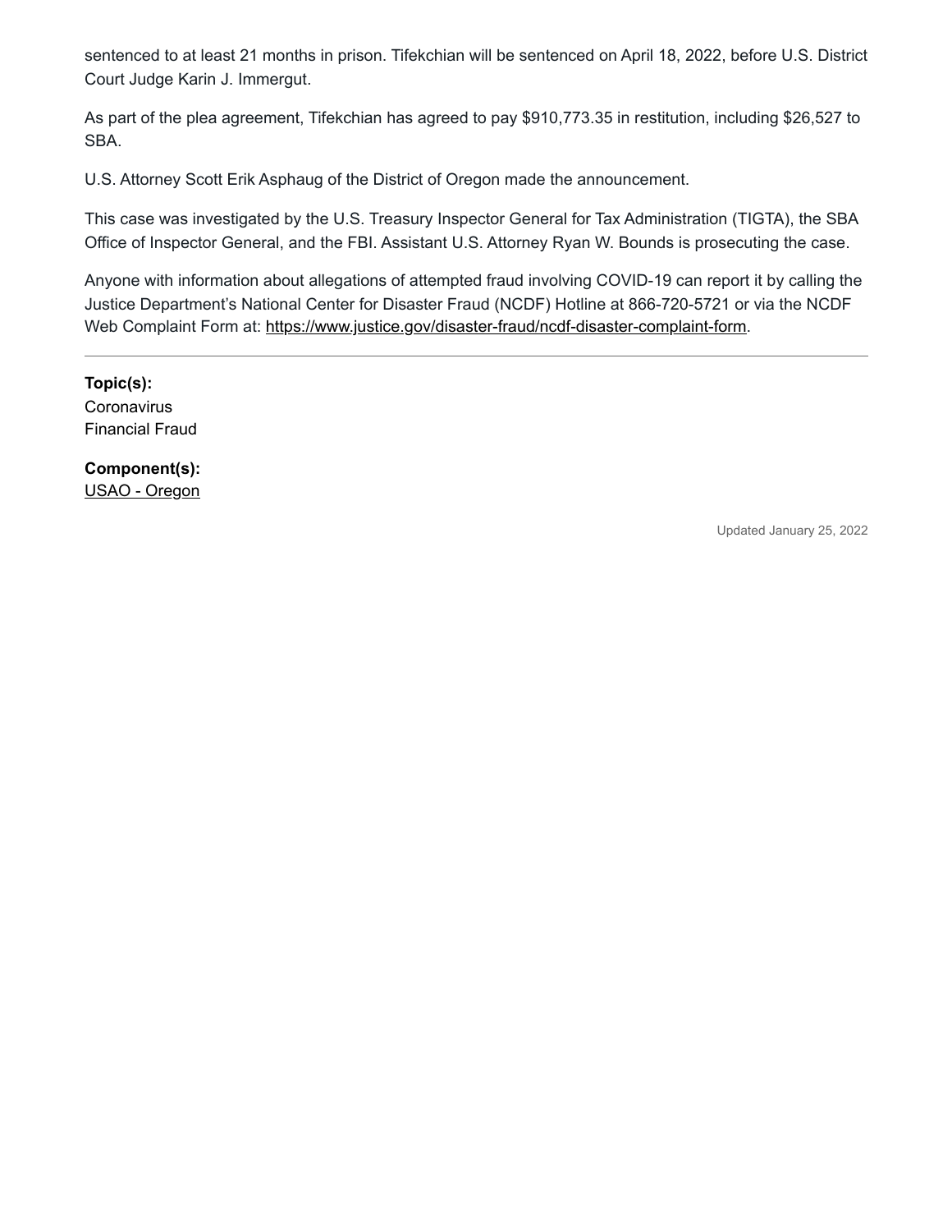sentenced to at least 21 months in prison. Tifekchian will be sentenced on April 18, 2022, before U.S. District Court Judge Karin J. Immergut.

As part of the plea agreement, Tifekchian has agreed to pay $910,773.35 in restitution, including $26,527 to SBA.

U.S. Attorney Scott Erik Asphaug of the District of Oregon made the announcement.

This case was investigated by the U.S. Treasury Inspector General for Tax Administration (TIGTA), the SBA Office of Inspector General, and the FBI. Assistant U.S. Attorney Ryan W. Bounds is prosecuting the case.

Anyone with information about allegations of attempted fraud involving COVID-19 can report it by calling the Justice Department's National Center for Disaster Fraud (NCDF) Hotline at 866-720-5721 or via the NCDF Web Complaint Form at: https://www.justice.gov/disaster-fraud/ncdf-disaster-complaint-form.

---

**Topic(s):**
Coronavirus
Financial Fraud

**Component(s):**
USAO - Oregon

Updated January 25, 2022